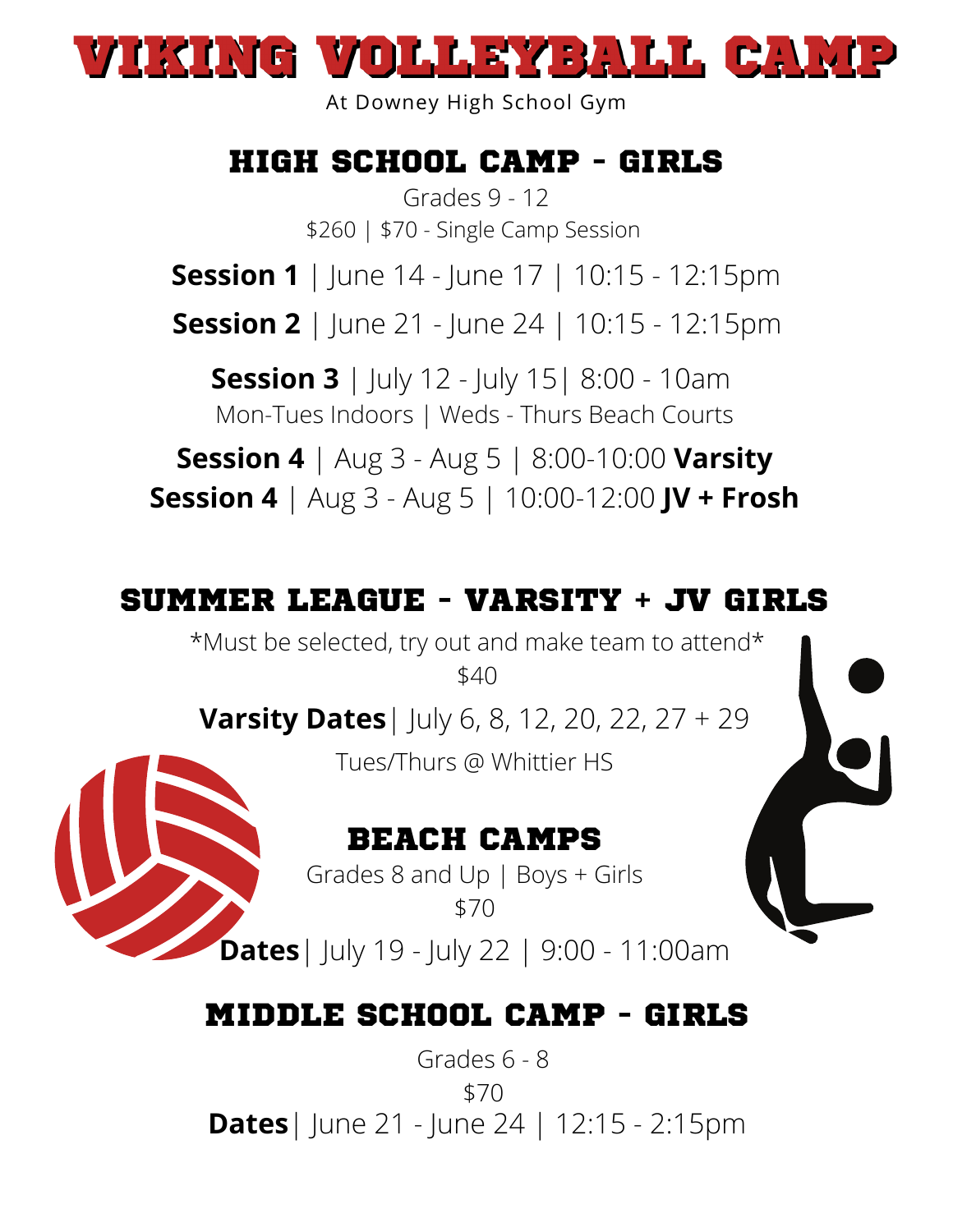# VIKING VOLLEYBALL CAMP

At Downey High School Gym

## HIGH SCHOOL CAMP - GIRLS

Grades 9 - 12

$260 | $70 - Single Camp Session

**Session 1** | June 14 - June 17 | 10:15 - 12:15pm

**Session 2** | June 21 - June 24 | 10:15 - 12:15pm

**Session 3** | July 12 - July 15| 8:00 - 10am

Mon-Tues Indoors | Weds - Thurs Beach Courts

**Session 4** | Aug 3 - Aug 5 | 8:00-10:00 **Varsity**

**Session 4** | Aug 3 - Aug 5 | 10:00-12:00 **JV + Frosh**

## SUMMER LEAGUE - VARSITY + JV GIRLS

*Must be selected, try out and make team to attend*

$40

**Varsity Dates**| July 6, 8, 12, 20, 22, 27 + 29

Tues/Thurs @ Whittier HS

## BEACH CAMPS

Grades 8 and Up | Boys + Girls

$70

**Dates**| July 19 - July 22 | 9:00 - 11:00am

## MIDDLE SCHOOL CAMP - GIRLS

Grades 6 - 8

$70

**Dates**| June 21 - June 24 | 12:15 - 2:15pm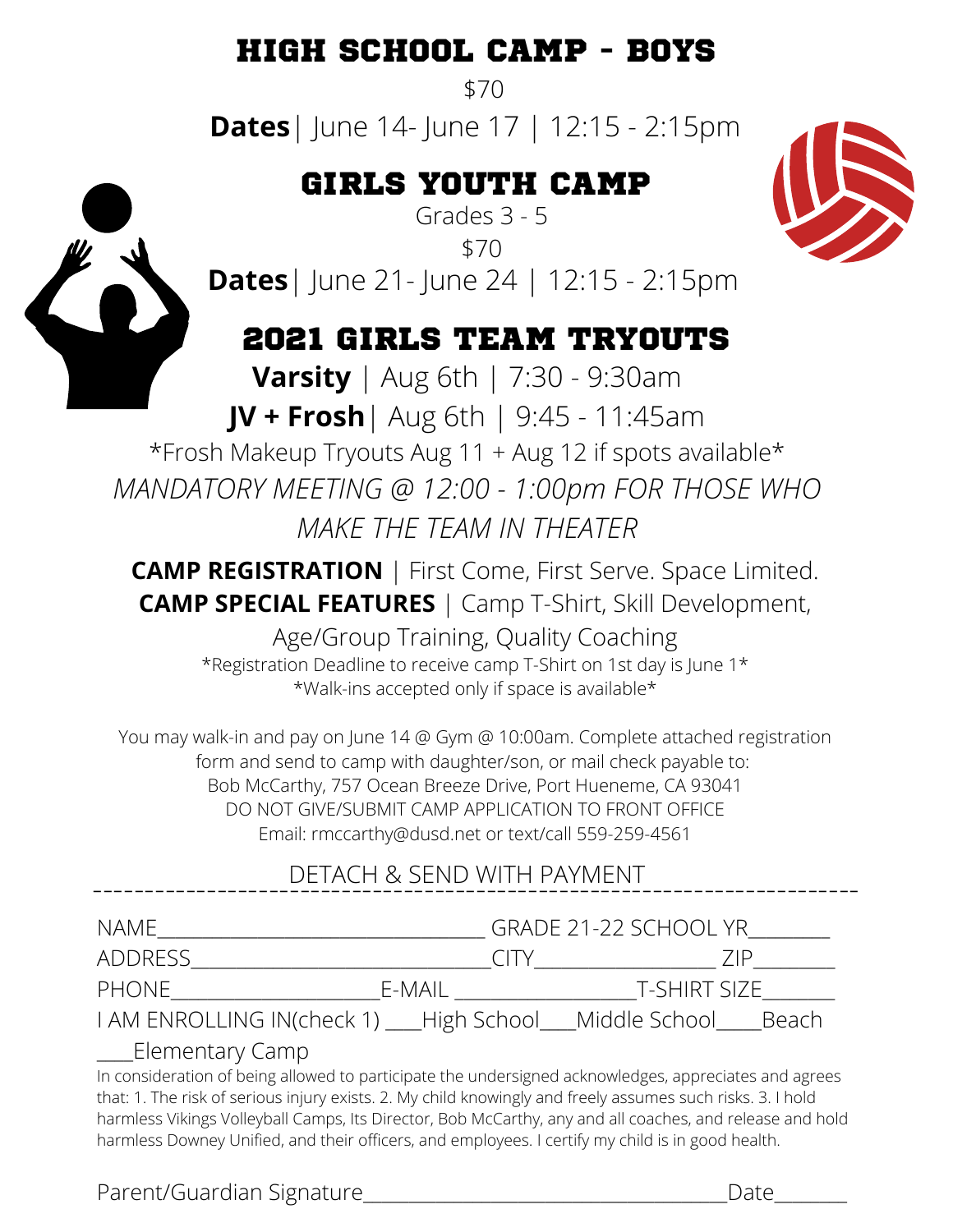# HIGH SCHOOL CAMP - BOYS

$70

**Dates**| June 14- June 17 | 12:15 - 2:15pm

# GIRLS YOUTH CAMP

Grades 3 - 5

$70

**Dates**| June 21- June 24 | 12:15 - 2:15pm

# 2021 GIRLS TEAM TRYOUTS

**Varsity** | Aug 6th | 7:30 - 9:30am

**JV + Frosh**| Aug 6th | 9:45 - 11:45am

*Frosh Makeup Tryouts Aug 11 + Aug 12 if spots available*

*MANDATORY MEETING @ 12:00 - 1:00pm FOR THOSE WHO MAKE THE TEAM IN THEATER*

**CAMP REGISTRATION** | First Come, First Serve. Space Limited.

**CAMP SPECIAL FEATURES** | Camp T-Shirt, Skill Development, Age/Group Training, Quality Coaching

*Registration Deadline to receive camp T-Shirt on 1st day is June 1*

*Walk-ins accepted only if space is available*

You may walk-in and pay on June 14 @ Gym @ 10:00am. Complete attached registration form and send to camp with daughter/son, or mail check payable to:
Bob McCarthy, 757 Ocean Breeze Drive, Port Hueneme, CA 93041
DO NOT GIVE/SUBMIT CAMP APPLICATION TO FRONT OFFICE
Email: rmccarthy@dusd.net or text/call 559-259-4561

DETACH & SEND WITH PAYMENT

---

NAME________________________________ GRADE 21-22 SCHOOL YR________

ADDRESS____________________________CITY_________________ ZIP________

PHONE____________________E-MAIL _________________T-SHIRT SIZE_______

I AM ENROLLING IN(check 1) ___High School___Middle School____Beach ___Elementary Camp

In consideration of being allowed to participate the undersigned acknowledges, appreciates and agrees that: 1. The risk of serious injury exists. 2. My child knowingly and freely assumes such risks. 3. I hold harmless Vikings Volleyball Camps, Its Director, Bob McCarthy, any and all coaches, and release and hold harmless Downey Unified, and their officers, and employees. I certify my child is in good health.

Parent/Guardian Signature___________________________________Date_______